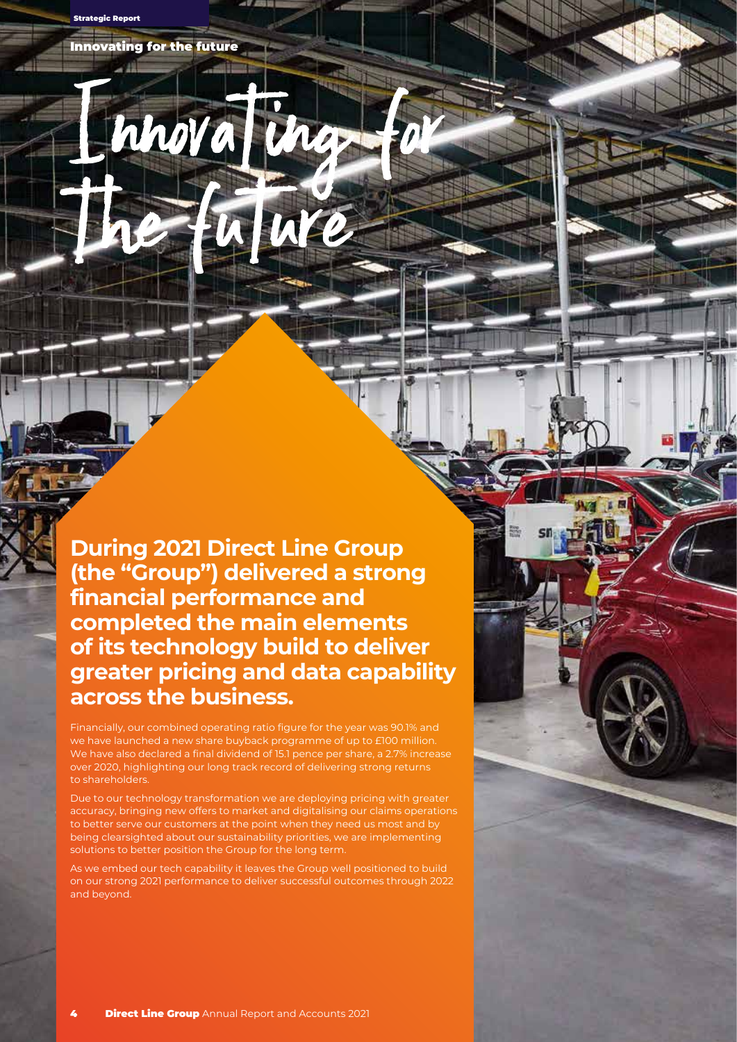# Innovating for the future

**During 2021 Direct Line Group (the "Group") delivered a strong financial performance and completed the main elements of its technology build to deliver greater pricing and data capability across the business.**

Financially, our combined operating ratio figure for the year was 90.1% and we have launched a new share buyback programme of up to £100 million. We have also declared a final dividend of 15.1 pence per share, a 2.7% increase over 2020, highlighting our long track record of delivering strong returns to shareholders.

Due to our technology transformation we are deploying pricing with greater accuracy, bringing new offers to market and digitalising our claims operations to better serve our customers at the point when they need us most and by being clearsighted about our sustainability priorities, we are implementing solutions to better position the Group for the long term.

As we embed our tech capability it leaves the Group well positioned to build on our strong 2021 performance to deliver successful outcomes through 2022 and beyond.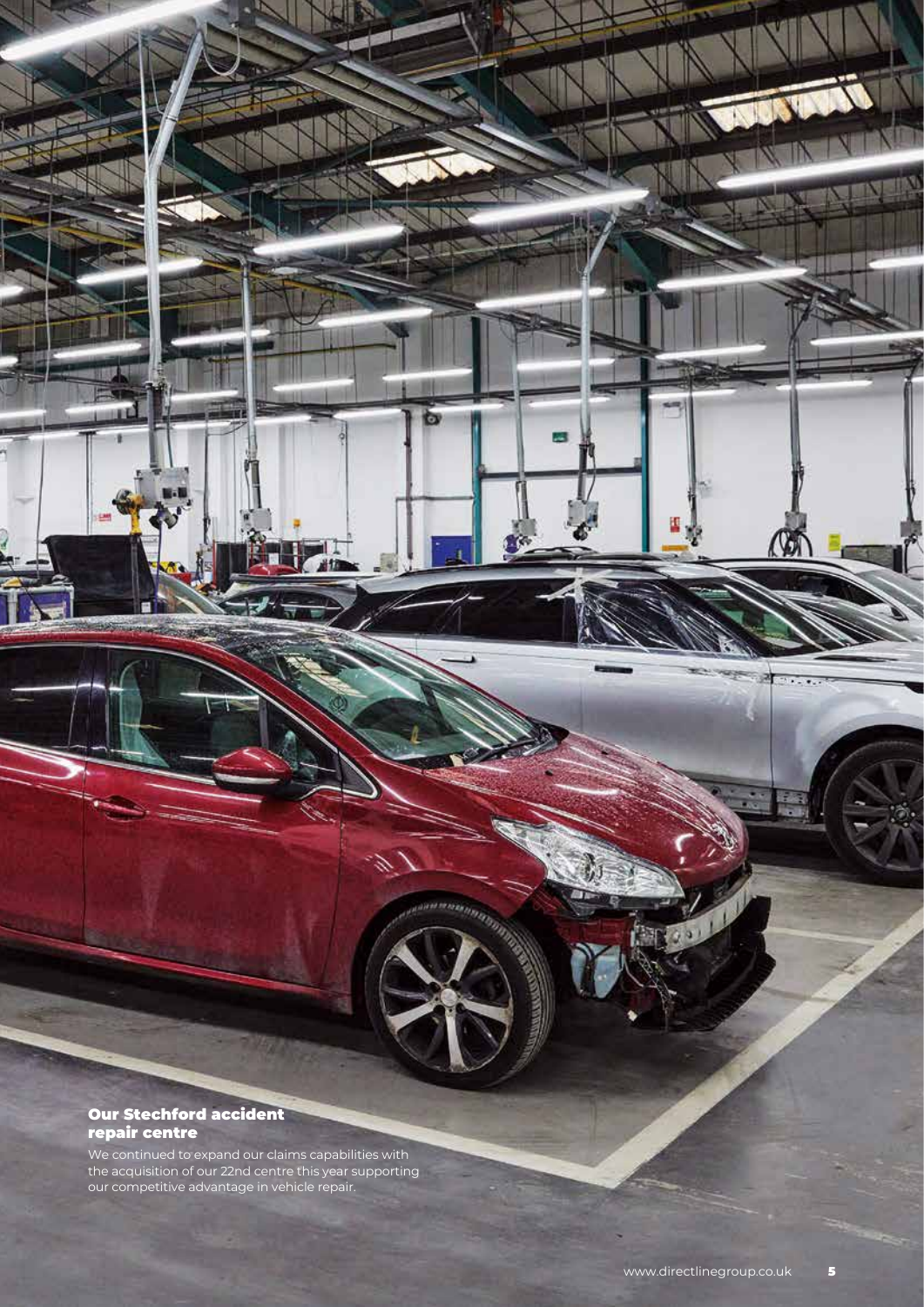## Our Stechford accident repair centre

We continued to expand our claims capabilities with the acquisition of our 22nd centre this year supporting our competitive advantage in vehicle repair.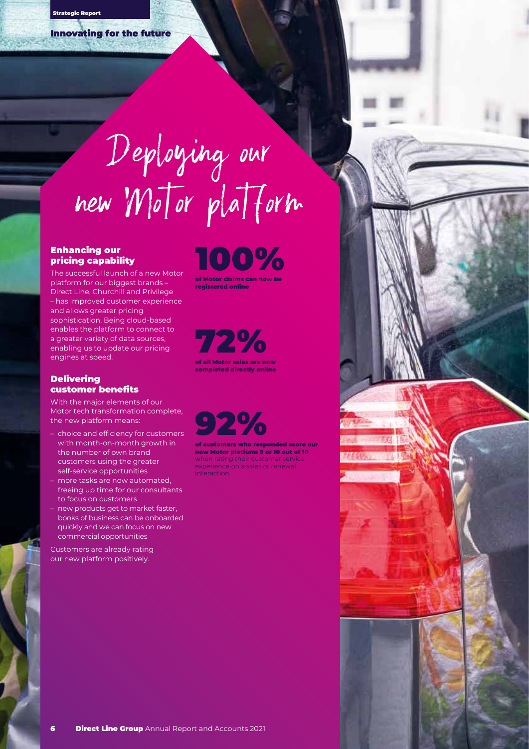# Deploying our new Motor platform

## Enhancing our pricing capability

The successful launch of a new Motor platform for our biggest brands – Direct Line, Churchill and Privilege – has improved customer experience and allows greater pricing sophistication. Being cloud-based enables the platform to connect to a greater variety of data sources, enabling us to update our pricing engines at speed.

## Delivering customer benefits

With the major elements of our Motor tech transformation complete, the new platform means:

- choice and efficiency for customers with month-on-month growth in the number of own brand customers using the greater self-service opportunities
- more tasks are now automated, freeing up time for our consultants to focus on customers
- new products get to market faster, books of business can be onboarded quickly and we can focus on new commercial opportunities

Customers are already rating our new platform positively.

**100%**
**of Motor claims can now be registered online**

**72%**
**of all Motor sales are now completed directly online**

**92%**
**of customers who responded score our new Motor platform 9 or 10 out of 10** when rating their customer service experience on a sales or renewal interaction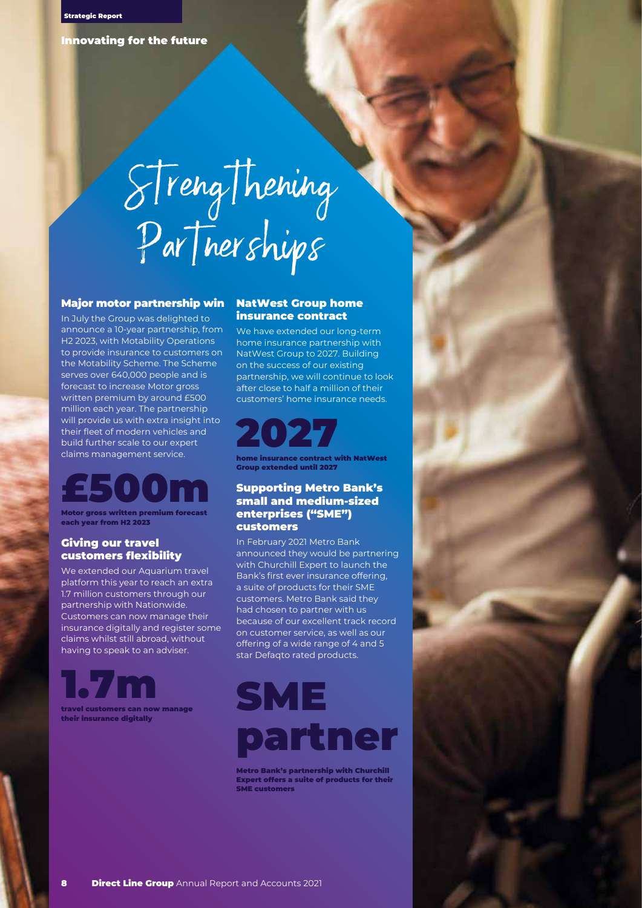Innovating for the future

# Strengthening Partnerships

## Major motor partnership win

In July the Group was delighted to announce a 10-year partnership, from H2 2023, with Motability Operations to provide insurance to customers on the Motability Scheme. The Scheme serves over 640,000 people and is forecast to increase Motor gross written premium by around £500 million each year. The partnership will provide us with extra insight into their fleet of modern vehicles and build further scale to our expert claims management service.

**£500m**

**Motor gross written premium forecast each year from H2 2023**

## Giving our travel customers flexibility

We extended our Aquarium travel platform this year to reach an extra 1.7 million customers through our partnership with Nationwide. Customers can now manage their insurance digitally and register some claims whilst still abroad, without having to speak to an adviser.

**1.7m**

**travel customers can now manage their insurance digitally**

## NatWest Group home insurance contract

We have extended our long-term home insurance partnership with NatWest Group to 2027. Building on the success of our existing partnership, we will continue to look after close to half a million of their customers' home insurance needs.

**2027**

**home insurance contract with NatWest Group extended until 2027**

## Supporting Metro Bank's small and medium-sized enterprises ("SME") customers

In February 2021 Metro Bank announced they would be partnering with Churchill Expert to launch the Bank's first ever insurance offering, a suite of products for their SME customers. Metro Bank said they had chosen to partner with us because of our excellent track record on customer service, as well as our offering of a wide range of 4 and 5 star Defaqto rated products.

**SME partner**

**Metro Bank's partnership with Churchill Expert offers a suite of products for their SME customers**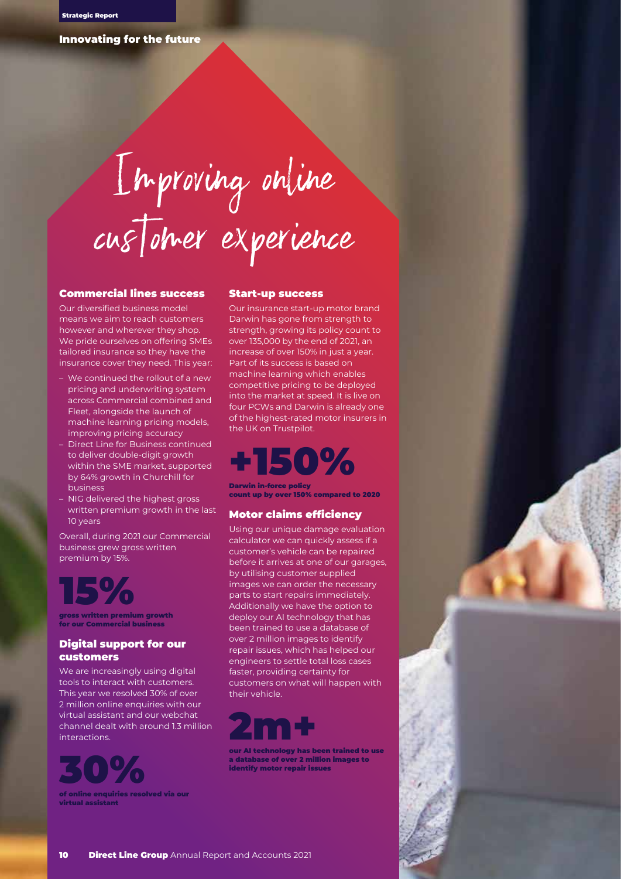Innovating for the future

# Improving online customer experience

## Commercial lines success

Our diversified business model means we aim to reach customers however and wherever they shop. We pride ourselves on offering SMEs tailored insurance so they have the insurance cover they need. This year:

- We continued the rollout of a new pricing and underwriting system across Commercial combined and Fleet, alongside the launch of machine learning pricing models, improving pricing accuracy
- Direct Line for Business continued to deliver double-digit growth within the SME market, supported by 64% growth in Churchill for business
- NIG delivered the highest gross written premium growth in the last 10 years

Overall, during 2021 our Commercial business grew gross written premium by 15%.

**15%**

**gross written premium growth for our Commercial business**

## Digital support for our customers

We are increasingly using digital tools to interact with customers. This year we resolved 30% of over 2 million online enquiries with our virtual assistant and our webchat channel dealt with around 1.3 million interactions.

**30%**

**of online enquiries resolved via our virtual assistant**

## Start-up success

Our insurance start-up motor brand Darwin has gone from strength to strength, growing its policy count to over 135,000 by the end of 2021, an increase of over 150% in just a year. Part of its success is based on machine learning which enables competitive pricing to be deployed into the market at speed. It is live on four PCWs and Darwin is already one of the highest-rated motor insurers in the UK on Trustpilot.

**+150%**

**Darwin in-force policy count up by over 150% compared to 2020**

## Motor claims efficiency

Using our unique damage evaluation calculator we can quickly assess if a customer's vehicle can be repaired before it arrives at one of our garages, by utilising customer supplied images we can order the necessary parts to start repairs immediately. Additionally we have the option to deploy our AI technology that has been trained to use a database of over 2 million images to identify repair issues, which has helped our engineers to settle total loss cases faster, providing certainty for customers on what will happen with their vehicle.

**2m+**

**our AI technology has been trained to use a database of over 2 million images to identify motor repair issues**